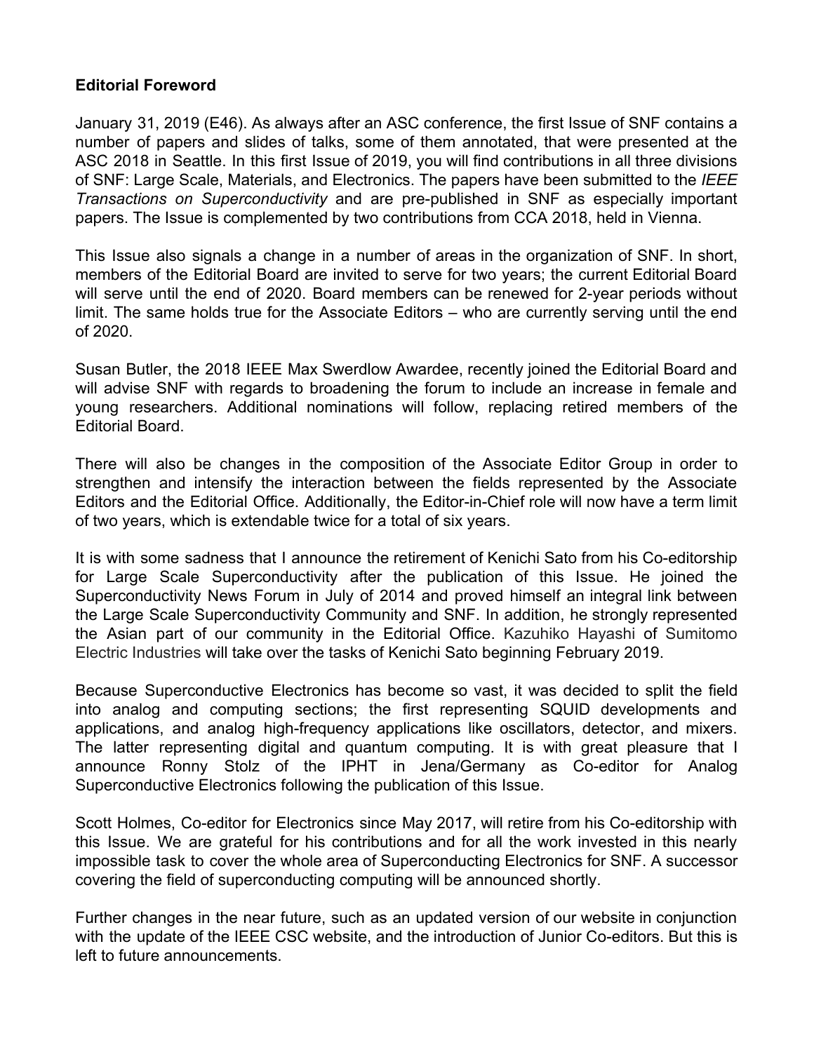**Editorial Foreword**

January 31, 2019 (E46). As always after an ASC conference, the first Issue of SNF contains a number of papers and slides of talks, some of them annotated, that were presented at the ASC 2018 in Seattle. In this first Issue of 2019, you will find contributions in all three divisions of SNF: Large Scale, Materials, and Electronics. The papers have been submitted to the *IEEE Transactions on Superconductivity* and are pre-published in SNF as especially important papers. The Issue is complemented by two contributions from CCA 2018, held in Vienna.

This Issue also signals a change in a number of areas in the organization of SNF. In short, members of the Editorial Board are invited to serve for two years; the current Editorial Board will serve until the end of 2020. Board members can be renewed for 2-year periods without limit. The same holds true for the Associate Editors – who are currently serving until the end of 2020.

Susan Butler, the 2018 IEEE Max Swerdlow Awardee, recently joined the Editorial Board and will advise SNF with regards to broadening the forum to include an increase in female and young researchers. Additional nominations will follow, replacing retired members of the Editorial Board.

There will also be changes in the composition of the Associate Editor Group in order to strengthen and intensify the interaction between the fields represented by the Associate Editors and the Editorial Office. Additionally, the Editor-in-Chief role will now have a term limit of two years, which is extendable twice for a total of six years.

It is with some sadness that I announce the retirement of Kenichi Sato from his Co-editorship for Large Scale Superconductivity after the publication of this Issue. He joined the Superconductivity News Forum in July of 2014 and proved himself an integral link between the Large Scale Superconductivity Community and SNF. In addition, he strongly represented the Asian part of our community in the Editorial Office. Kazuhiko Hayashi of Sumitomo Electric Industries will take over the tasks of Kenichi Sato beginning February 2019.

Because Superconductive Electronics has become so vast, it was decided to split the field into analog and computing sections; the first representing SQUID developments and applications, and analog high-frequency applications like oscillators, detector, and mixers. The latter representing digital and quantum computing. It is with great pleasure that I announce Ronny Stolz of the IPHT in Jena/Germany as Co-editor for Analog Superconductive Electronics following the publication of this Issue.

Scott Holmes, Co-editor for Electronics since May 2017, will retire from his Co-editorship with this Issue. We are grateful for his contributions and for all the work invested in this nearly impossible task to cover the whole area of Superconducting Electronics for SNF. A successor covering the field of superconducting computing will be announced shortly.

Further changes in the near future, such as an updated version of our website in conjunction with the update of the IEEE CSC website, and the introduction of Junior Co-editors. But this is left to future announcements.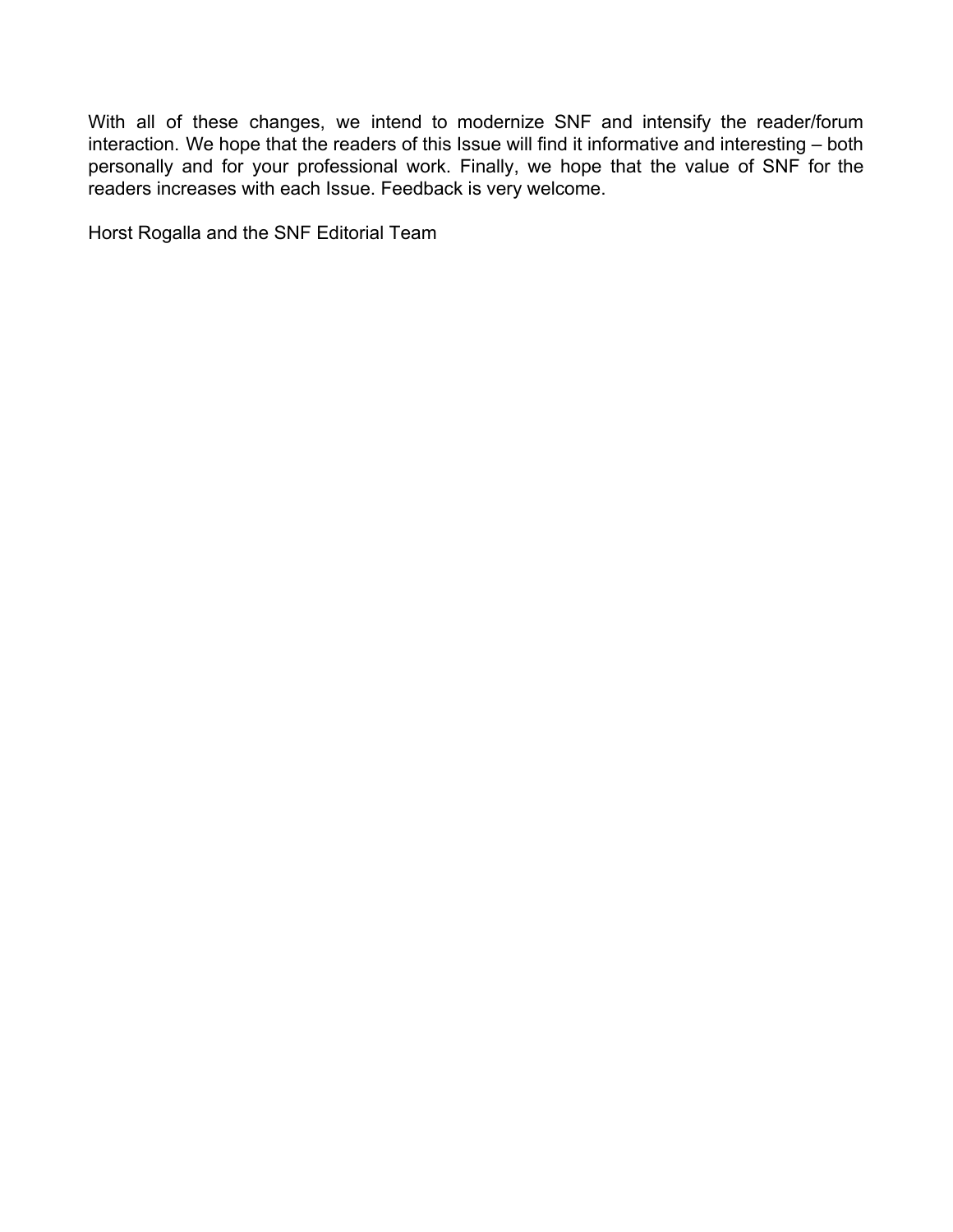With all of these changes, we intend to modernize SNF and intensify the reader/forum interaction. We hope that the readers of this Issue will find it informative and interesting – both personally and for your professional work. Finally, we hope that the value of SNF for the readers increases with each Issue. Feedback is very welcome.

Horst Rogalla and the SNF Editorial Team